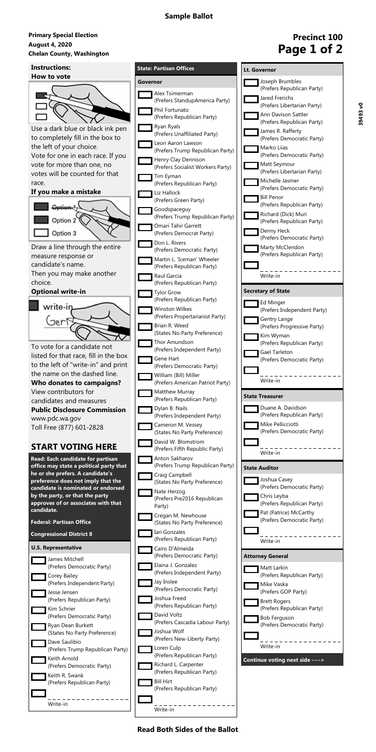**Sample Ballot**

**Primary Special Election**
**August 4, 2020**
**Chelan County, Washington**

**Precinct 100**

39493 v0

## Instructions:

### How to vote

Use a dark blue or black ink pen to completely fill in the box to the left of your choice.
Vote for one in each race. If you vote for more than one, no votes will be counted for that race.

### If you make a mistake

Option 1
Option 2
Option 3

Draw a line through the entire measure response or candidate's name.
Then you may make another choice.

### Optional write-in

write-in
Gert

To vote for a candidate not listed for that race, fill in the box to the left of "write-in" and print the name on the dashed line.

### Who donates to campaigns?

View contributors for candidates and measures
**Public Disclosure Commission**
www.pdc.wa.gov
Toll Free (877) 601-2828

## START VOTING HERE

**Read: Each candidate for partisan office may state a political party that he or she prefers. A candidate's preference does not imply that the candidate is nominated or endorsed by the party, or that the party approves of or associates with that candidate.**

**Federal: Partisan Office**

**Congressional District 8**

### U.S. Representative

- James Mitchell (Prefers Democratic Party)
- Corey Bailey (Prefers Independent Party)
- Jesse Jensen (Prefers Republican Party)
- Kim Schrier (Prefers Democratic Party)
- Ryan Dean Burkett (States No Party Preference)
- Dave Saulibio (Prefers Trump Republican Party)
- Keith Arnold (Prefers Democratic Party)
- Keith R. Swank (Prefers Republican Party)
- Write-in

**State: Partisan Offices**

### Governor

- Alex Tsimerman (Prefers StandupAmerica Party)
- Phil Fortunato (Prefers Republican Party)
- Ryan Ryals (Prefers Unaffiliated Party)
- Leon Aaron Lawson (Prefers Trump Republican Party)
- Henry Clay Dennison (Prefers Socialist Workers Party)
- Tim Eyman (Prefers Republican Party)
- Liz Hallock (Prefers Green Party)
- Goodspaceguy (Prefers Trump Republican Party)
- Omari Tahir Garrett (Prefers Democrat Party)
- Don L. Rivers (Prefers Democratic Party)
- Martin L. 'Iceman' Wheeler (Prefers Republican Party)
- Raul Garcia (Prefers Republican Party)
- Tylor Grow (Prefers Republican Party)
- Winston Wilkes (Prefers Propertarianist Party)
- Brian R. Weed (States No Party Preference)
- Thor Amundson (Prefers Independent Party)
- Gene Hart (Prefers Democratic Party)
- William (Bill) Miller (Prefers American Patriot Party)
- Matthew Murray (Prefers Republican Party)
- Dylan B. Nails (Prefers Independent Party)
- Cameron M. Vessey (States No Party Preference)
- David W. Blomstrom (Prefers Fifth Republic Party)
- Anton Sakharov (Prefers Trump Republican Party)
- Craig Campbell (States No Party Preference)
- Nate Herzog (Prefers Pre2016 Republican Party)
- Cregan M. Newhouse (States No Party Preference)
- Ian Gonzales (Prefers Republican Party)
- Cairo D'Almeida (Prefers Democratic Party)
- Elaina J. Gonzalez (Prefers Independent Party)
- Jay Inslee (Prefers Democratic Party)
- Joshua Freed (Prefers Republican Party)
- David Voltz (Prefers Cascadia Labour Party)
- Joshua Wolf (Prefers New-Liberty Party)
- Loren Culp (Prefers Republican Party)
- Richard L. Carpenter (Prefers Republican Party)
- Bill Hirt (Prefers Republican Party)
- Write-in

### Lt. Governor

- Joseph Brumbles (Prefers Republican Party)
- Jared Frerichs (Prefers Libertarian Party)
- Ann Davison Sattler (Prefers Republican Party)
- James R. Rafferty (Prefers Democratic Party)
- Marko Liias (Prefers Democratic Party)
- Matt Seymour (Prefers Libertarian Party)
- Michelle Jasmer (Prefers Democratic Party)
- Bill Penor (Prefers Republican Party)
- Richard (Dick) Muri (Prefers Republican Party)
- Denny Heck (Prefers Democratic Party)
- Marty McClendon (Prefers Republican Party)
- Write-in

### Secretary of State

- Ed Minger (Prefers Independent Party)
- Gentry Lange (Prefers Progressive Party)
- Kim Wyman (Prefers Republican Party)
- Gael Tarleton (Prefers Democratic Party)
- Write-in

### State Treasurer

- Duane A. Davidson (Prefers Republican Party)
- Mike Pellicciotti (Prefers Democratic Party)
- Write-in

### State Auditor

- Joshua Casey (Prefers Democratic Party)
- Chris Leyba (Prefers Republican Party)
- Pat (Patrice) McCarthy (Prefers Democratic Party)
- Write-in

### Attorney General

- Matt Larkin (Prefers Republican Party)
- Mike Vaska (Prefers GOP Party)
- Brett Rogers (Prefers Republican Party)
- Bob Ferguson (Prefers Democratic Party)
- Write-in

**Continue voting next side ---->**

**Read Both Sides of the Ballot**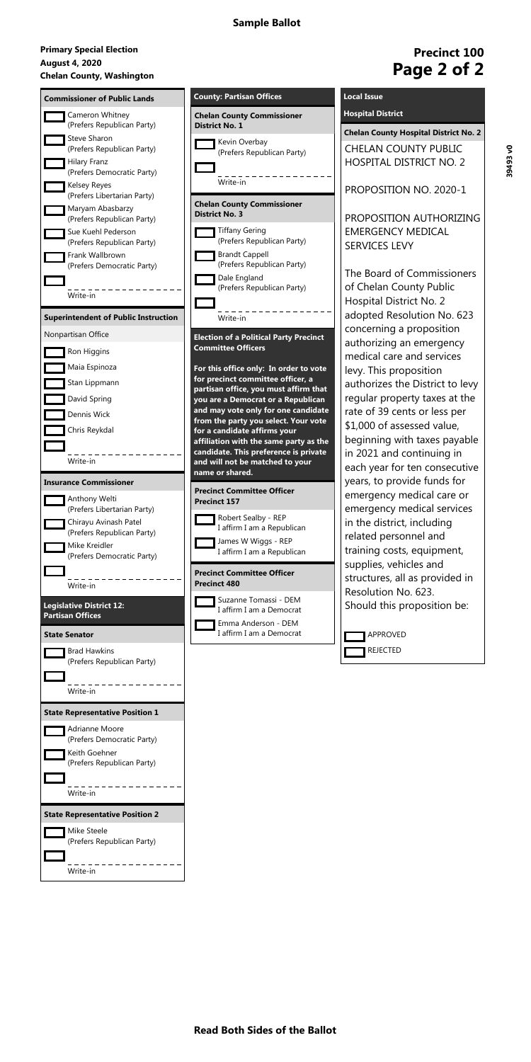**Sample Ballot**

**Primary Special Election**
**August 4, 2020**
**Chelan County, Washington**

**Precinct 100**
**Page 2 of 2**

39493 v0

### Commissioner of Public Lands

- Cameron Whitney (Prefers Republican Party)
- Steve Sharon (Prefers Republican Party)
- Hilary Franz (Prefers Democratic Party)
- Kelsey Reyes (Prefers Libertarian Party)
- Maryam Abasbarzy (Prefers Republican Party)
- Sue Kuehl Pederson (Prefers Republican Party)
- Frank Wallbrown (Prefers Democratic Party)
- Write-in

### Superintendent of Public Instruction

Nonpartisan Office

- Ron Higgins
- Maia Espinoza
- Stan Lippmann
- David Spring
- Dennis Wick
- Chris Reykdal
- Write-in

### Insurance Commissioner

- Anthony Welti (Prefers Libertarian Party)
- Chirayu Avinash Patel (Prefers Republican Party)
- Mike Kreidler (Prefers Democratic Party)
- Write-in

### Legislative District 12: Partisan Offices

#### State Senator

- Brad Hawkins (Prefers Republican Party)
- Write-in

#### State Representative Position 1

- Adrianne Moore (Prefers Democratic Party)
- Keith Goehner (Prefers Republican Party)
- Write-in

#### State Representative Position 2

- Mike Steele (Prefers Republican Party)
- Write-in

### County: Partisan Offices

#### Chelan County Commissioner District No. 1

- Kevin Overbay (Prefers Republican Party)
- Write-in

#### Chelan County Commissioner District No. 3

- Tiffany Gering (Prefers Republican Party)
- Brandt Cappell (Prefers Republican Party)
- Dale England (Prefers Republican Party)
- Write-in

### Election of a Political Party Precinct Committee Officers

**For this office only: In order to vote for precinct committee officer, a partisan office, you must affirm that you are a Democrat or a Republican and may vote only for one candidate from the party you select. Your vote for a candidate affirms your affiliation with the same party as the candidate. This preference is private and will not be matched to your name or shared.**

#### Precinct Committee Officer Precinct 157

- Robert Sealby - REP I affirm I am a Republican
- James W Wiggs - REP I affirm I am a Republican

#### Precinct Committee Officer Precinct 480

- Suzanne Tomassi - DEM I affirm I am a Democrat
- Emma Anderson - DEM I affirm I am a Democrat

### Local Issue

#### Hospital District

#### Chelan County Hospital District No. 2

CHELAN COUNTY PUBLIC HOSPITAL DISTRICT NO. 2

PROPOSITION NO. 2020-1

PROPOSITION AUTHORIZING EMERGENCY MEDICAL SERVICES LEVY

The Board of Commissioners of Chelan County Public Hospital District No. 2 adopted Resolution No. 623 concerning a proposition authorizing an emergency medical care and services levy. This proposition authorizes the District to levy regular property taxes at the rate of 39 cents or less per $1,000 of assessed value, beginning with taxes payable in 2021 and continuing in each year for ten consecutive years, to provide funds for emergency medical care or emergency medical services in the district, including related personnel and training costs, equipment, supplies, vehicles and structures, all as provided in Resolution No. 623. Should this proposition be:

- APPROVED
- REJECTED

**Read Both Sides of the Ballot**